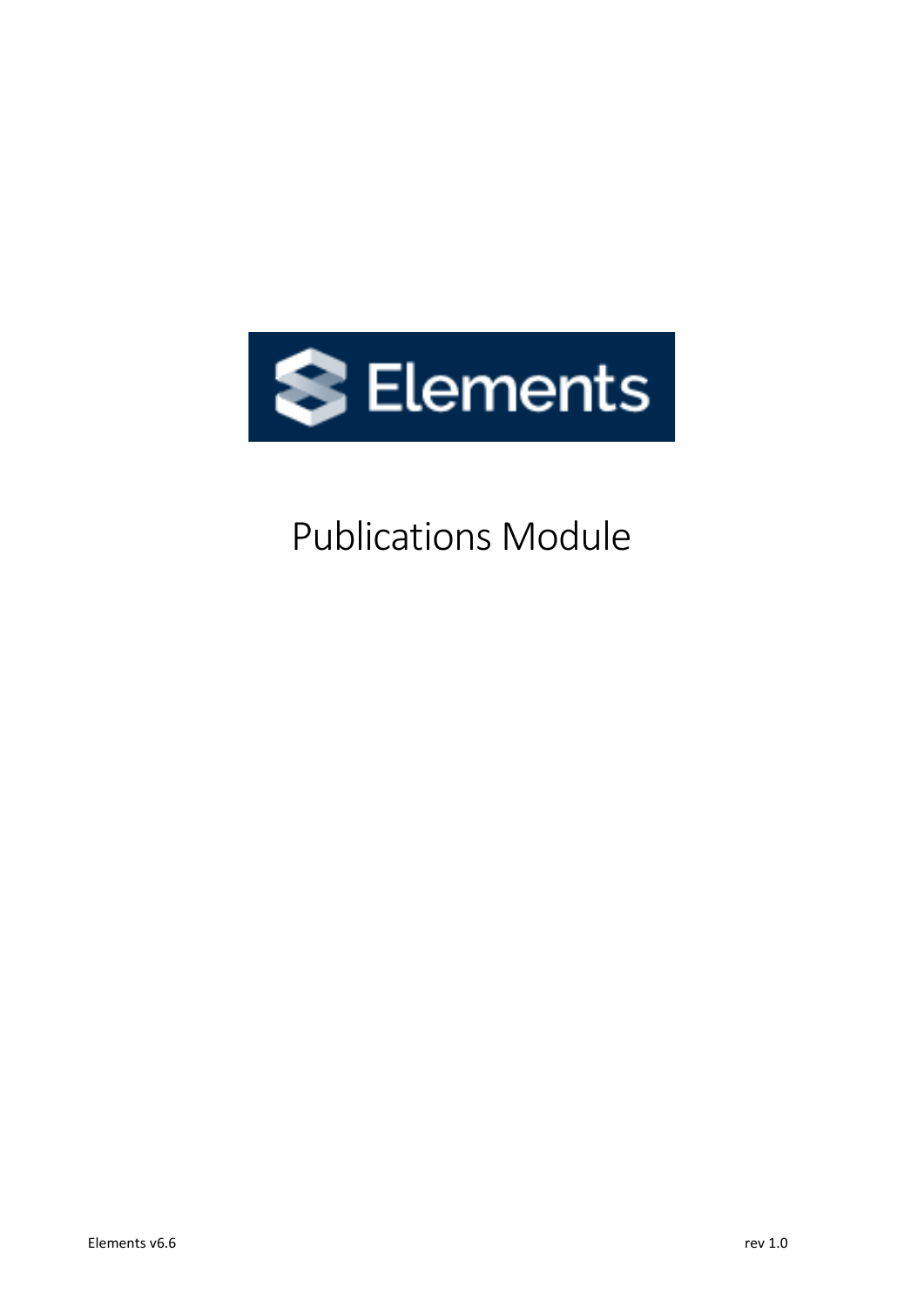Elements

# Publications Module

Elements v6.6

rev 1.0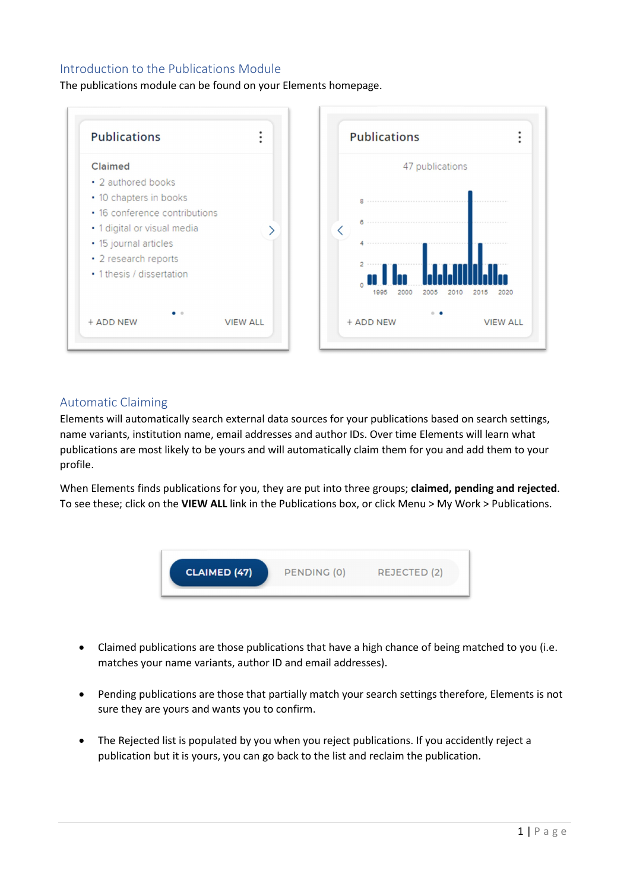## Introduction to the Publications Module

The publications module can be found on your Elements homepage.

## Automatic Claiming

Elements will automatically search external data sources for your publications based on search settings, name variants, institution name, email addresses and author IDs. Over time Elements will learn what publications are most likely to be yours and will automatically claim them for you and add them to your profile.

When Elements finds publications for you, they are put into three groups; **claimed, pending and rejected**. To see these; click on the **VIEW ALL** link in the Publications box, or click Menu > My Work > Publications.

- Claimed publications are those publications that have a high chance of being matched to you (i.e. matches your name variants, author ID and email addresses).
- Pending publications are those that partially match your search settings therefore, Elements is not sure they are yours and wants you to confirm.
- The Rejected list is populated by you when you reject publications. If you accidently reject a publication but it is yours, you can go back to the list and reclaim the publication.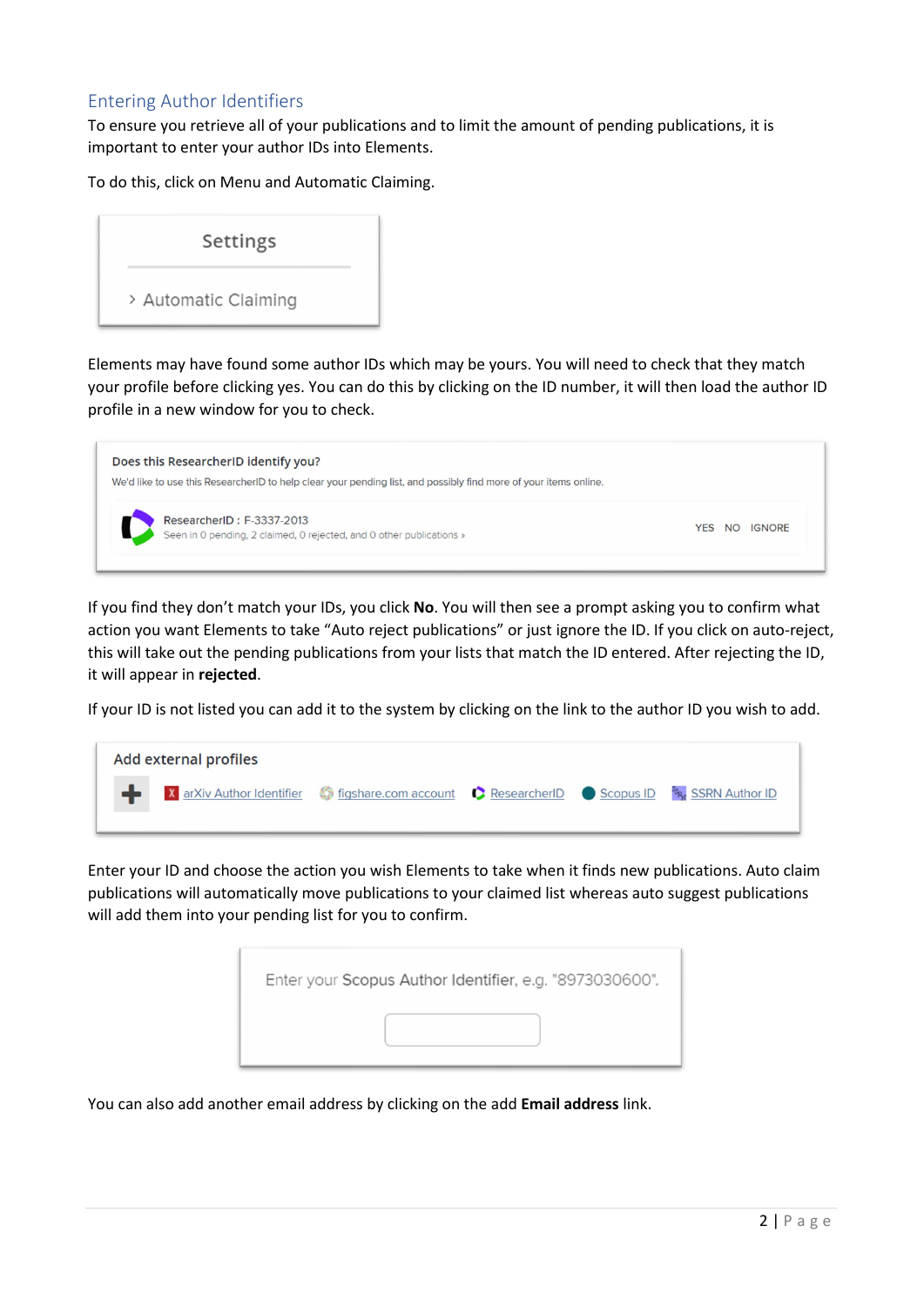## Entering Author Identifiers

To ensure you retrieve all of your publications and to limit the amount of pending publications, it is important to enter your author IDs into Elements.

To do this, click on Menu and Automatic Claiming.

Settings

› Automatic Claiming

Elements may have found some author IDs which may be yours. You will need to check that they match your profile before clicking yes. You can do this by clicking on the ID number, it will then load the author ID profile in a new window for you to check.

**Does this ResearcherID identify you?**

We'd like to use this ResearcherID to help clear your pending list, and possibly find more of your items online.

ResearcherID : F-3337-2013
Seen in 0 pending, 2 claimed, 0 rejected, and 0 other publications »

YES NO IGNORE

If you find they don't match your IDs, you click **No**. You will then see a prompt asking you to confirm what action you want Elements to take "Auto reject publications" or just ignore the ID. If you click on auto-reject, this will take out the pending publications from your lists that match the ID entered. After rejecting the ID, it will appear in **rejected**.

If your ID is not listed you can add it to the system by clicking on the link to the author ID you wish to add.

**Add external profiles**

arXiv Author Identifier | figshare.com account | ResearcherID | Scopus ID | SSRN Author ID

Enter your ID and choose the action you wish Elements to take when it finds new publications. Auto claim publications will automatically move publications to your claimed list whereas auto suggest publications will add them into your pending list for you to confirm.

Enter your Scopus Author Identifier, e.g. "8973030600".

You can also add another email address by clicking on the add **Email address** link.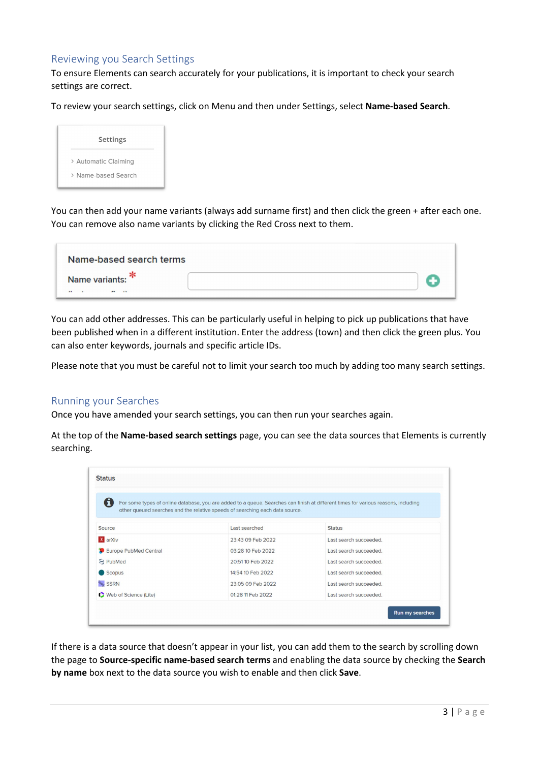## Reviewing you Search Settings

To ensure Elements can search accurately for your publications, it is important to check your search settings are correct.

To review your search settings, click on Menu and then under Settings, select **Name-based Search**.

Settings

- Automatic Claiming
- Name-based Search

You can then add your name variants (always add surname first) and then click the green + after each one. You can remove also name variants by clicking the Red Cross next to them.

Name-based search terms

Name variants: *

You can add other addresses. This can be particularly useful in helping to pick up publications that have been published when in a different institution. Enter the address (town) and then click the green plus. You can also enter keywords, journals and specific article IDs.

Please note that you must be careful not to limit your search too much by adding too many search settings.

## Running your Searches

Once you have amended your search settings, you can then run your searches again.

At the top of the **Name-based search settings** page, you can see the data sources that Elements is currently searching.

Status

For some types of online database, you are added to a queue. Searches can finish at different times for various reasons, including other queued searches and the relative speeds of searching each data source.

| Source | Last searched | Status |
|---|---|---|
| arXiv | 23:43 09 Feb 2022 | Last search succeeded. |
| Europe PubMed Central | 03:28 10 Feb 2022 | Last search succeeded. |
| PubMed | 20:51 10 Feb 2022 | Last search succeeded. |
| Scopus | 14:54 10 Feb 2022 | Last search succeeded. |
| SSRN | 23:05 09 Feb 2022 | Last search succeeded. |
| Web of Science (Lite) | 01:28 11 Feb 2022 | Last search succeeded. |

Run my searches

If there is a data source that doesn't appear in your list, you can add them to the search by scrolling down the page to **Source-specific name-based search terms** and enabling the data source by checking the **Search by name** box next to the data source you wish to enable and then click **Save**.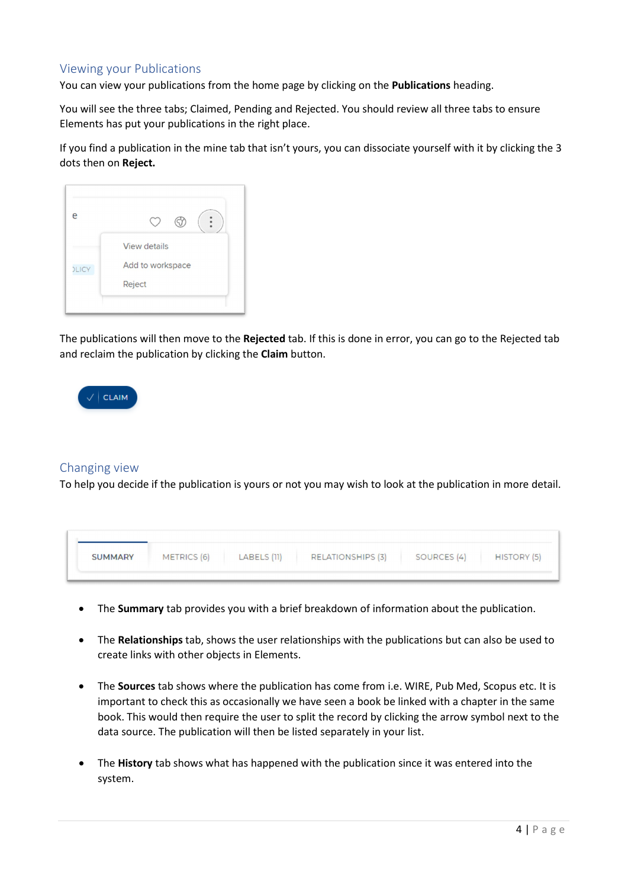## Viewing your Publications

You can view your publications from the home page by clicking on the **Publications** heading.

You will see the three tabs; Claimed, Pending and Rejected. You should review all three tabs to ensure Elements has put your publications in the right place.

If you find a publication in the mine tab that isn't yours, you can dissociate yourself with it by clicking the 3 dots then on **Reject.**

The publications will then move to the **Rejected** tab. If this is done in error, you can go to the Rejected tab and reclaim the publication by clicking the **Claim** button.

## Changing view

To help you decide if the publication is yours or not you may wish to look at the publication in more detail.

- The **Summary** tab provides you with a brief breakdown of information about the publication.
- The **Relationships** tab, shows the user relationships with the publications but can also be used to create links with other objects in Elements.
- The **Sources** tab shows where the publication has come from i.e. WIRE, Pub Med, Scopus etc. It is important to check this as occasionally we have seen a book be linked with a chapter in the same book. This would then require the user to split the record by clicking the arrow symbol next to the data source. The publication will then be listed separately in your list.
- The **History** tab shows what has happened with the publication since it was entered into the system.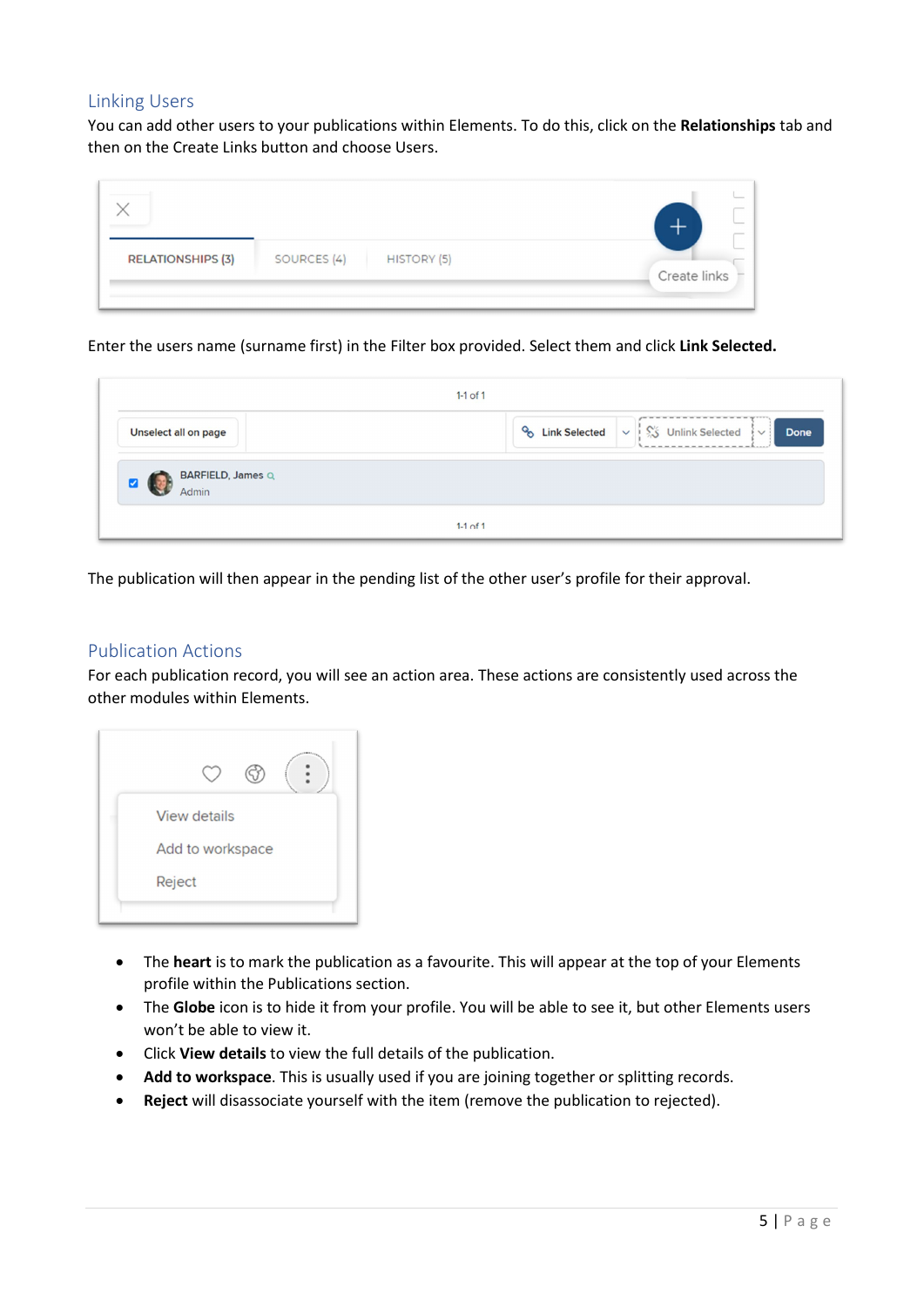## Linking Users

You can add other users to your publications within Elements. To do this, click on the **Relationships** tab and then on the Create Links button and choose Users.

Enter the users name (surname first) in the Filter box provided. Select them and click **Link Selected.**

The publication will then appear in the pending list of the other user's profile for their approval.

## Publication Actions

For each publication record, you will see an action area. These actions are consistently used across the other modules within Elements.

- The **heart** is to mark the publication as a favourite. This will appear at the top of your Elements profile within the Publications section.
- The **Globe** icon is to hide it from your profile. You will be able to see it, but other Elements users won't be able to view it.
- Click **View details** to view the full details of the publication.
- **Add to workspace**. This is usually used if you are joining together or splitting records.
- **Reject** will disassociate yourself with the item (remove the publication to rejected).